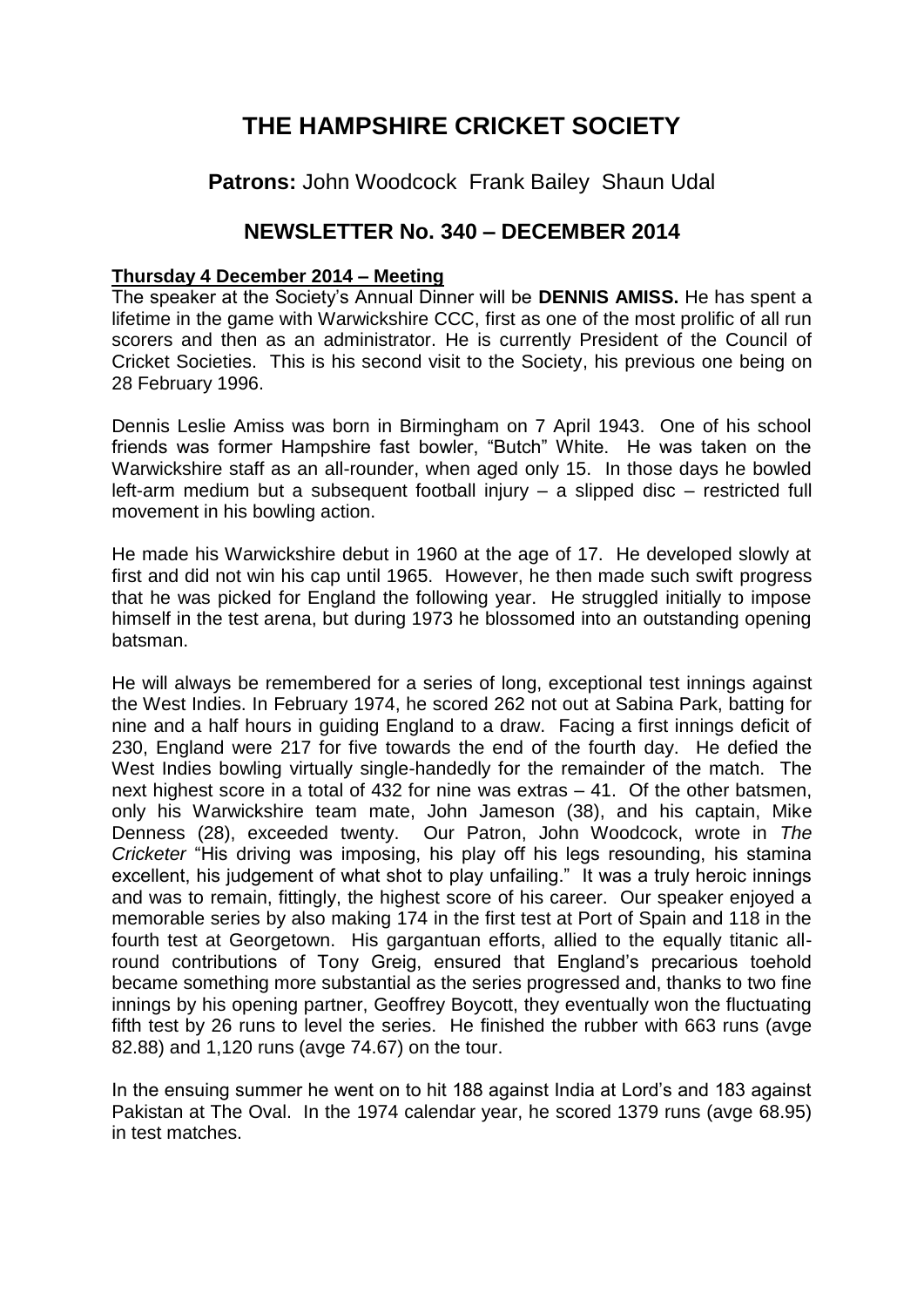# THE HAMPSHIRE CRICKET SOCIETY

## **Patrons:** John Woodcock Frank Bailey Shaun Udal

## NEWSLETTER No. 340 – DECEMBER 2014

**Thursday 4 December 2014 – Meeting**

The speaker at the Society's Annual Dinner will be **DENNIS AMISS.** He has spent a lifetime in the game with Warwickshire CCC, first as one of the most prolific of all run scorers and then as an administrator. He is currently President of the Council of Cricket Societies. This is his second visit to the Society, his previous one being on 28 February 1996.

Dennis Leslie Amiss was born in Birmingham on 7 April 1943. One of his school friends was former Hampshire fast bowler, "Butch" White. He was taken on the Warwickshire staff as an all-rounder, when aged only 15. In those days he bowled left-arm medium but a subsequent football injury – a slipped disc – restricted full movement in his bowling action.

He made his Warwickshire debut in 1960 at the age of 17. He developed slowly at first and did not win his cap until 1965. However, he then made such swift progress that he was picked for England the following year. He struggled initially to impose himself in the test arena, but during 1973 he blossomed into an outstanding opening batsman.

He will always be remembered for a series of long, exceptional test innings against the West Indies. In February 1974, he scored 262 not out at Sabina Park, batting for nine and a half hours in guiding England to a draw. Facing a first innings deficit of 230, England were 217 for five towards the end of the fourth day. He defied the West Indies bowling virtually single-handedly for the remainder of the match. The next highest score in a total of 432 for nine was extras – 41. Of the other batsmen, only his Warwickshire team mate, John Jameson (38), and his captain, Mike Denness (28), exceeded twenty. Our Patron, John Woodcock, wrote in *The Cricketer* "His driving was imposing, his play off his legs resounding, his stamina excellent, his judgement of what shot to play unfailing." It was a truly heroic innings and was to remain, fittingly, the highest score of his career. Our speaker enjoyed a memorable series by also making 174 in the first test at Port of Spain and 118 in the fourth test at Georgetown. His gargantuan efforts, allied to the equally titanic all-round contributions of Tony Greig, ensured that England's precarious toehold became something more substantial as the series progressed and, thanks to two fine innings by his opening partner, Geoffrey Boycott, they eventually won the fluctuating fifth test by 26 runs to level the series. He finished the rubber with 663 runs (avge 82.88) and 1,120 runs (avge 74.67) on the tour.

In the ensuing summer he went on to hit 188 against India at Lord's and 183 against Pakistan at The Oval. In the 1974 calendar year, he scored 1379 runs (avge 68.95) in test matches.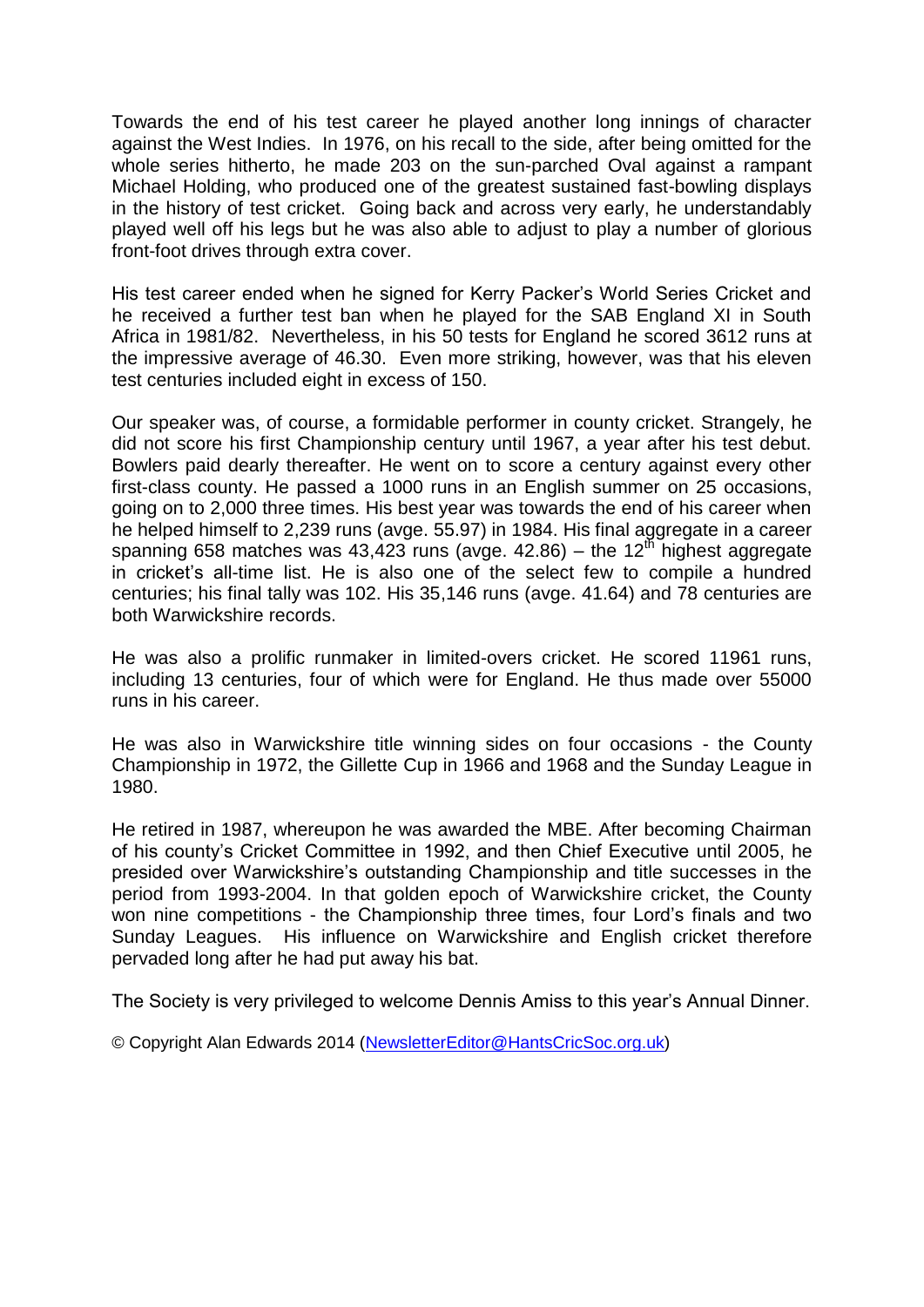Towards the end of his test career he played another long innings of character against the West Indies. In 1976, on his recall to the side, after being omitted for the whole series hitherto, he made 203 on the sun-parched Oval against a rampant Michael Holding, who produced one of the greatest sustained fast-bowling displays in the history of test cricket. Going back and across very early, he understandably played well off his legs but he was also able to adjust to play a number of glorious front-foot drives through extra cover.

His test career ended when he signed for Kerry Packer's World Series Cricket and he received a further test ban when he played for the SAB England XI in South Africa in 1981/82. Nevertheless, in his 50 tests for England he scored 3612 runs at the impressive average of 46.30. Even more striking, however, was that his eleven test centuries included eight in excess of 150.

Our speaker was, of course, a formidable performer in county cricket. Strangely, he did not score his first Championship century until 1967, a year after his test debut. Bowlers paid dearly thereafter. He went on to score a century against every other first-class county. He passed a 1000 runs in an English summer on 25 occasions, going on to 2,000 three times. His best year was towards the end of his career when he helped himself to 2,239 runs (avge. 55.97) in 1984. His final aggregate in a career spanning 658 matches was 43,423 runs (avge. 42.86) – the 12th highest aggregate in cricket's all-time list. He is also one of the select few to compile a hundred centuries; his final tally was 102. His 35,146 runs (avge. 41.64) and 78 centuries are both Warwickshire records.

He was also a prolific runmaker in limited-overs cricket. He scored 11961 runs, including 13 centuries, four of which were for England. He thus made over 55000 runs in his career.

He was also in Warwickshire title winning sides on four occasions - the County Championship in 1972, the Gillette Cup in 1966 and 1968 and the Sunday League in 1980.

He retired in 1987, whereupon he was awarded the MBE. After becoming Chairman of his county's Cricket Committee in 1992, and then Chief Executive until 2005, he presided over Warwickshire's outstanding Championship and title successes in the period from 1993-2004. In that golden epoch of Warwickshire cricket, the County won nine competitions - the Championship three times, four Lord's finals and two Sunday Leagues. His influence on Warwickshire and English cricket therefore pervaded long after he had put away his bat.

The Society is very privileged to welcome Dennis Amiss to this year's Annual Dinner.

© Copyright Alan Edwards 2014 (NewsletterEditor@HantsCricSoc.org.uk)